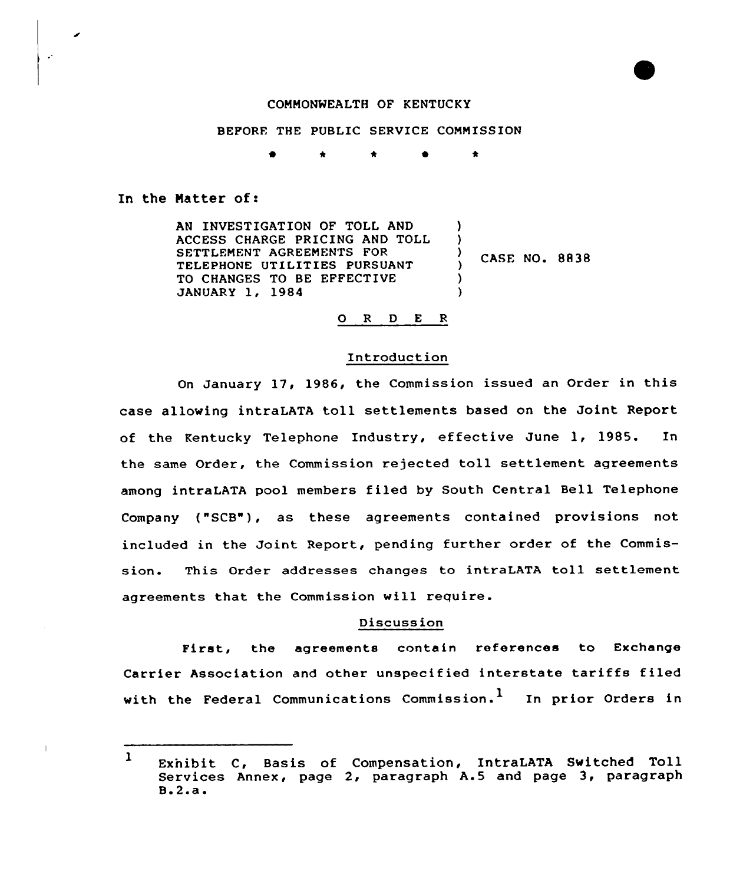COMMONWEALTH OF KENTUCKY

BEFORE THE PUBLIC SERVICE COMMISSION

\* \* \* \* \*

In the Matter of:

AN INVESTIGATION OF TOLL AND ACCESS CHARGE PRICING AND TOLL SETTLEMENT AGREEMENTS FOR TELEPHONE UTILITIES PURSUANT TO CHANGES TO BE EFFECTIVE JANUARY 1, 1984 ) CASE NO. 8838

## O R D E R

### Introduction

On January 17, 1986, the Commission issued an Order in this case allowing intraLATA toll settlements based on the Joint Report of the Kentucky Telephone Industry, effective June 1, 1985. In the same Order, the Commission rejected toll settlement agreements among intraLATA pool members filed by South Central Bell Telephone Company ("SCB"), as these agreements contained provisions not included in the Joint Report, pending further order of the Commission. This Order addresses changes to intraLATA toll settlement agreements that the Commission will require.

### Discussion

First, the agreements contain references to Exchange Carrier Association and other unspecified interstate tariffs filed with the Federal Communications Commission.[1] In prior Orders in

---

[1] Exhibit C, Basis of Compensation, IntraLATA Switched Toll Services Annex, page 2, paragraph A.5 and page 3, paragraph B.2.a.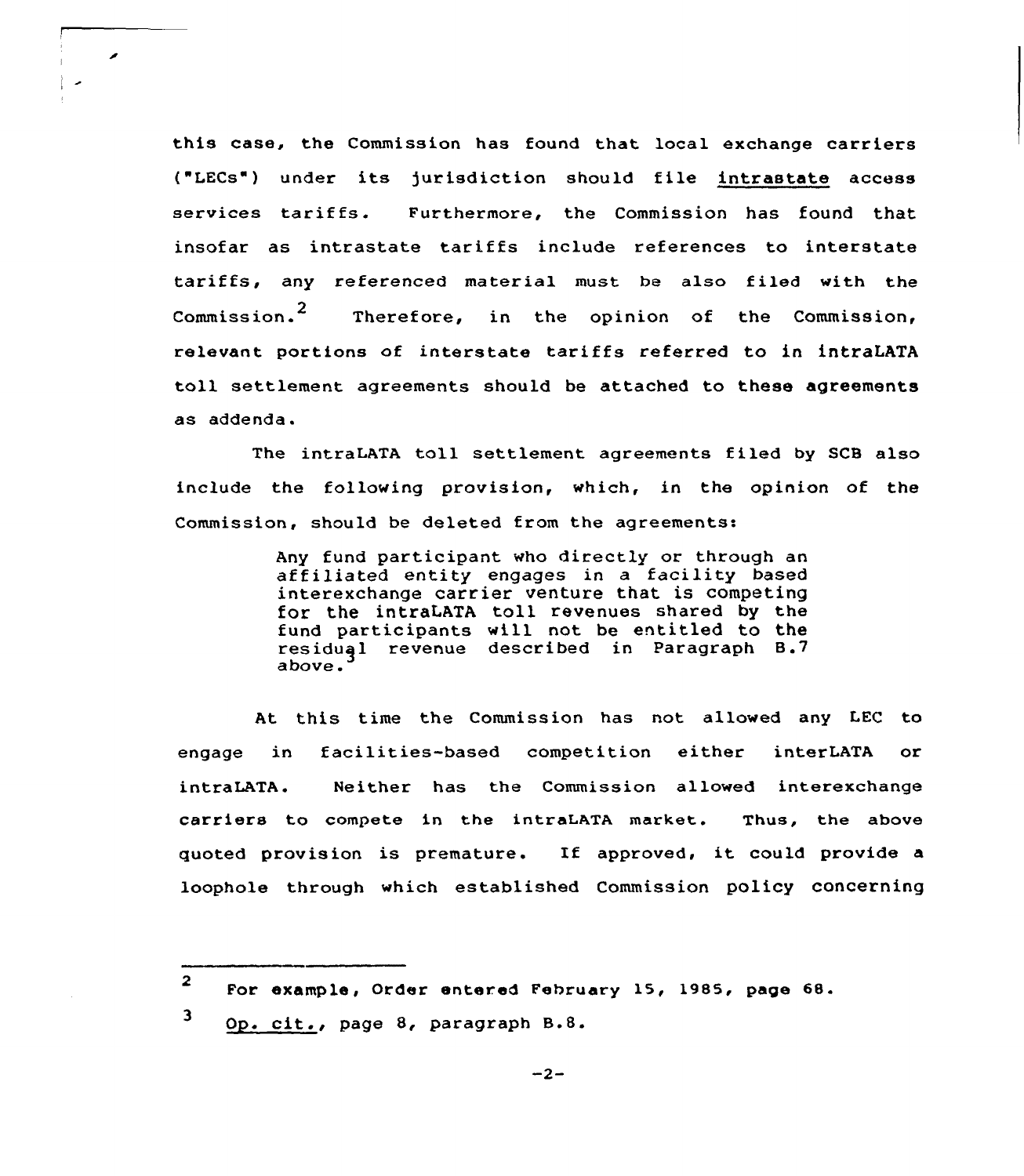this case, the Commission has found that local exchange carriers ("LECs") under its jurisdiction should file intrastate access services tariffs. Furthermore, the Commission has found that insofar as intrastate tariffs include references to interstate tariffs, any referenced material must be also filed with the Commission.[2] Therefore, in the opinion of the Commission, relevant portions of interstate tariffs referred to in intraLATA toll settlement agreements should be attached to these agreements as addenda.

The intraLATA toll settlement agreements filed by SCB also include the following provision, which, in the opinion of the Commission, should be deleted from the agreements:

> Any fund participant who directly or through an affiliated entity engages in a facility based interexchange carrier venture that is competing for the intraLATA toll revenues shared by the fund participants will not be entitled to the residual revenue described in Paragraph B.7 above.[3]

At this time the Commission has not allowed any LEC to engage in facilities-based competition either interLATA or intraLATA. Neither has the Commission allowed interexchange carriers to compete in the intraLATA market. Thus, the above quoted provision is premature. If approved, it could provide a loophole through which established Commission policy concerning

---

[2] For example, Order entered February 15, 1985, page 68.

[3] Op. cit., page 8, paragraph B.8.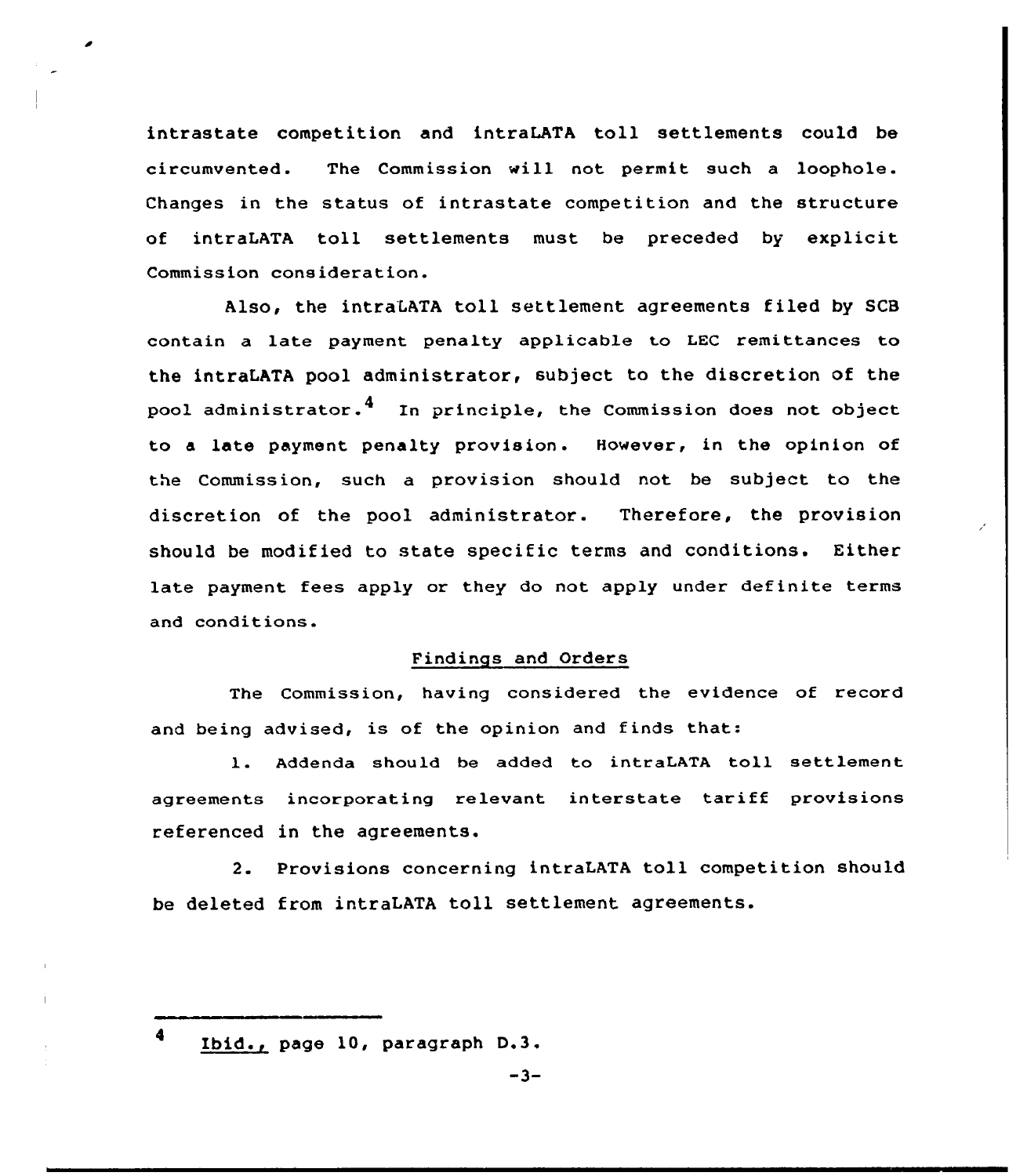intrastate competition and intraLATA toll settlements could be circumvented. The Commission will not permit such a loophole. Changes in the status of intrastate competition and the structure of intraLATA toll settlements must be preceded by explicit Commission consideration.

Also, the intraLATA toll settlement agreements filed by SCB contain a late payment penalty applicable to LEC remittances to the intraLATA pool administrator, subject to the discretion of the pool administrator.[4] In principle, the Commission does not object to a late payment penalty provision. However, in the opinion of the Commission, such a provision should not be subject to the discretion of the pool administrator. Therefore, the provision should be modified to state specific terms and conditions. Either late payment fees apply or they do not apply under definite terms and conditions.

## Findings and Orders

The Commission, having considered the evidence of record and being advised, is of the opinion and finds that:

1. Addenda should be added to intraLATA toll settlement agreements incorporating relevant interstate tariff provisions referenced in the agreements.

2. Provisions concerning intraLATA toll competition should be deleted from intraLATA toll settlement agreements.

---

[4] Ibid., page 10, paragraph D.3.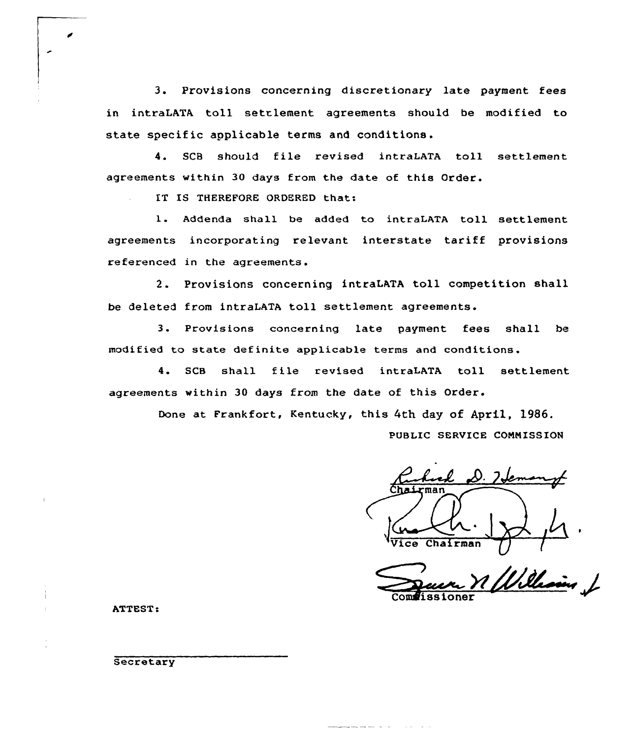3. Provisions concerning discretionary late payment fees in intraLATA toll settlement agreements should be modified to state specific applicable terms and conditions.

4. SCB should file revised intraLATA toll settlement agreements within 30 days from the date of this Order.

IT IS THEREFORE ORDERED that:

1. Addenda shall be added to intraLATA toll settlement agreements incorporating relevant interstate tariff provisions referenced in the agreements.

2. Provisions concerning intraLATA toll competition shall be deleted from intraLATA toll settlement agreements.

3. Provisions concerning late payment fees shall be modified to state definite applicable terms and conditions.

4. SCB shall file revised intraLATA toll settlement agreements within 30 days from the date of this Order.

Done at Frankfort, Kentucky, this 4th day of April, 1986.

PUBLIC SERVICE COMMISSION

Chairman

Vice Chairman

Commissioner

ATTEST:

Secretary